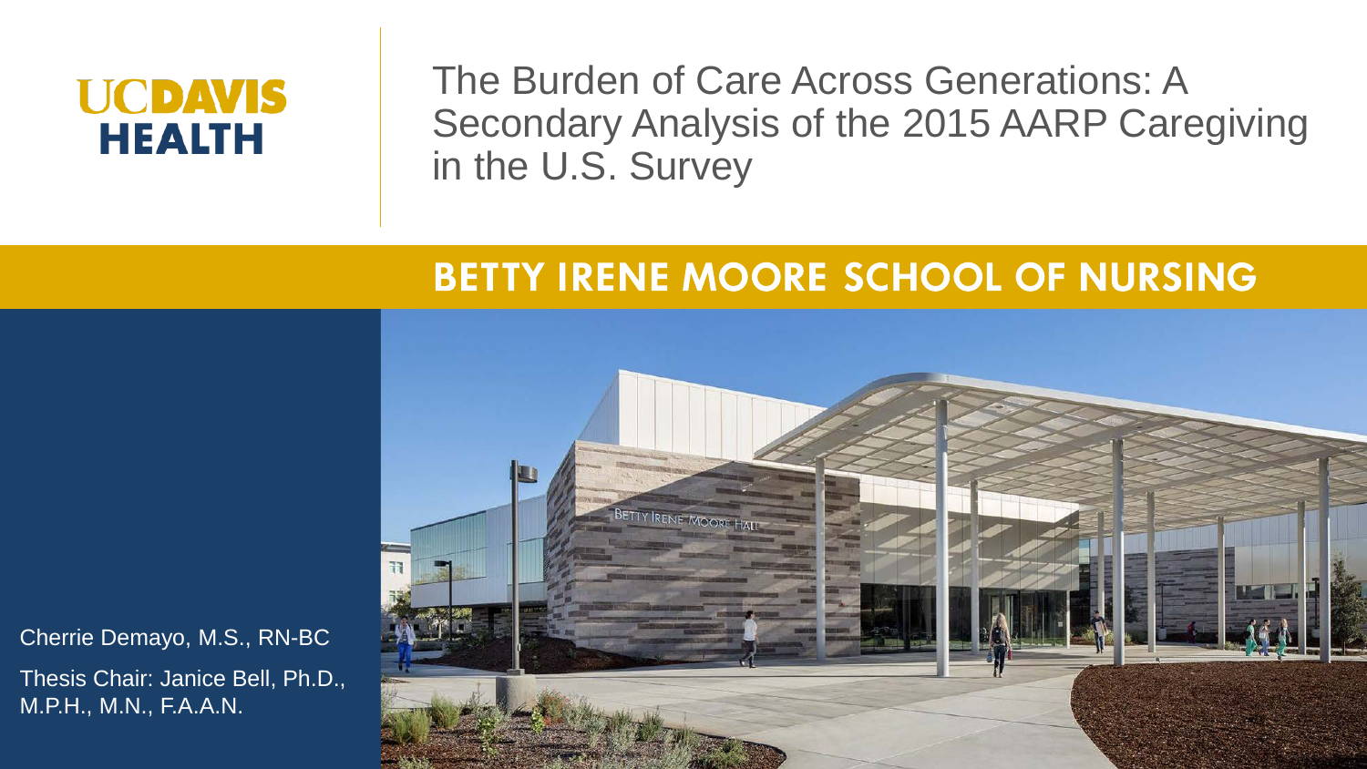UCDAVIS HEALTH

# The Burden of Care Across Generations: A Secondary Analysis of the 2015 AARP Caregiving in the U.S. Survey

## BETTY IRENE MOORE SCHOOL OF NURSING

Cherrie Demayo, M.S., RN-BC

Thesis Chair: Janice Bell, Ph.D., M.P.H., M.N., F.A.A.N.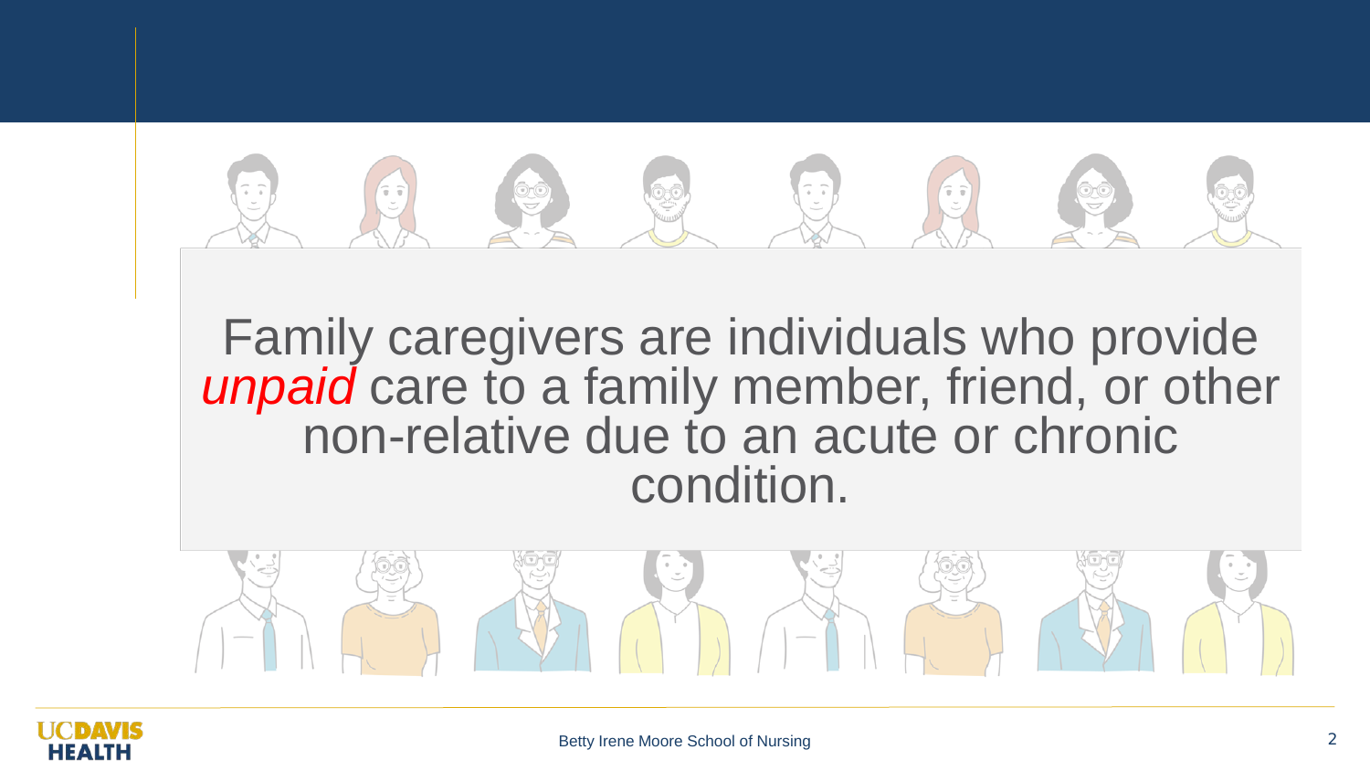Family caregivers are individuals who provide *unpaid* care to a family member, friend, or other non-relative due to an acute or chronic condition.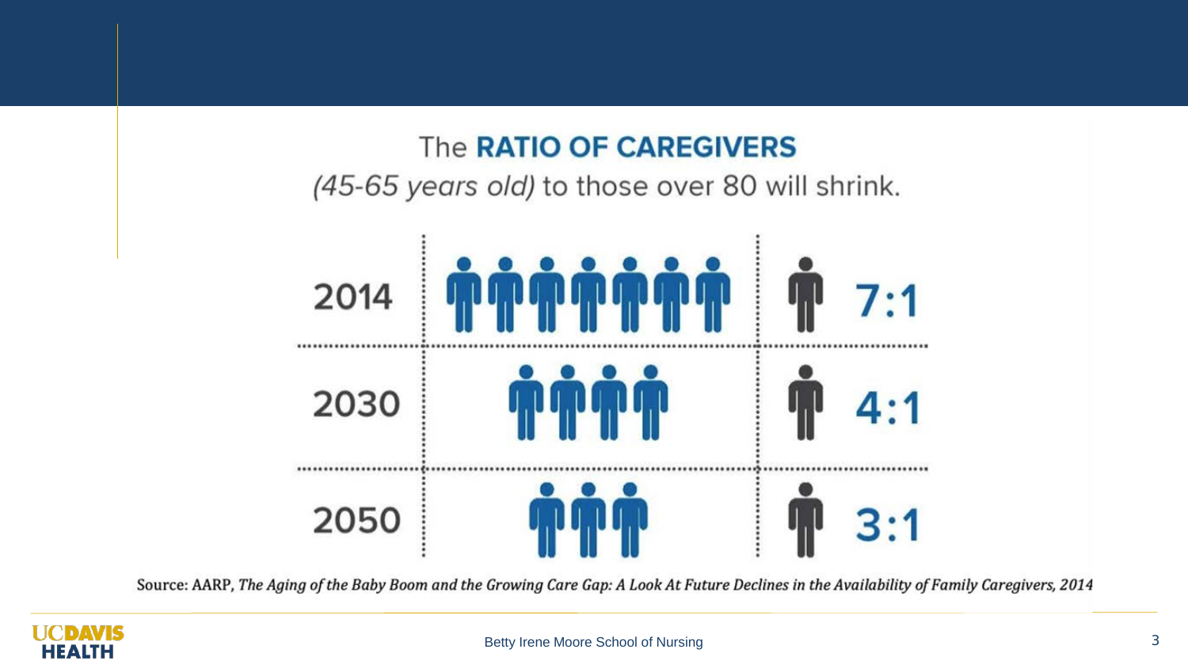# The **RATIO OF CAREGIVERS**

*(45-65 years old)* to those over 80 will shrink.

| Year | Ratio |
|---|---|
| 2014 | 7:1 |
| 2030 | 4:1 |
| 2050 | 3:1 |

Source: AARP, *The Aging of the Baby Boom and the Growing Care Gap: A Look At Future Declines in the Availability of Family Caregivers, 2014*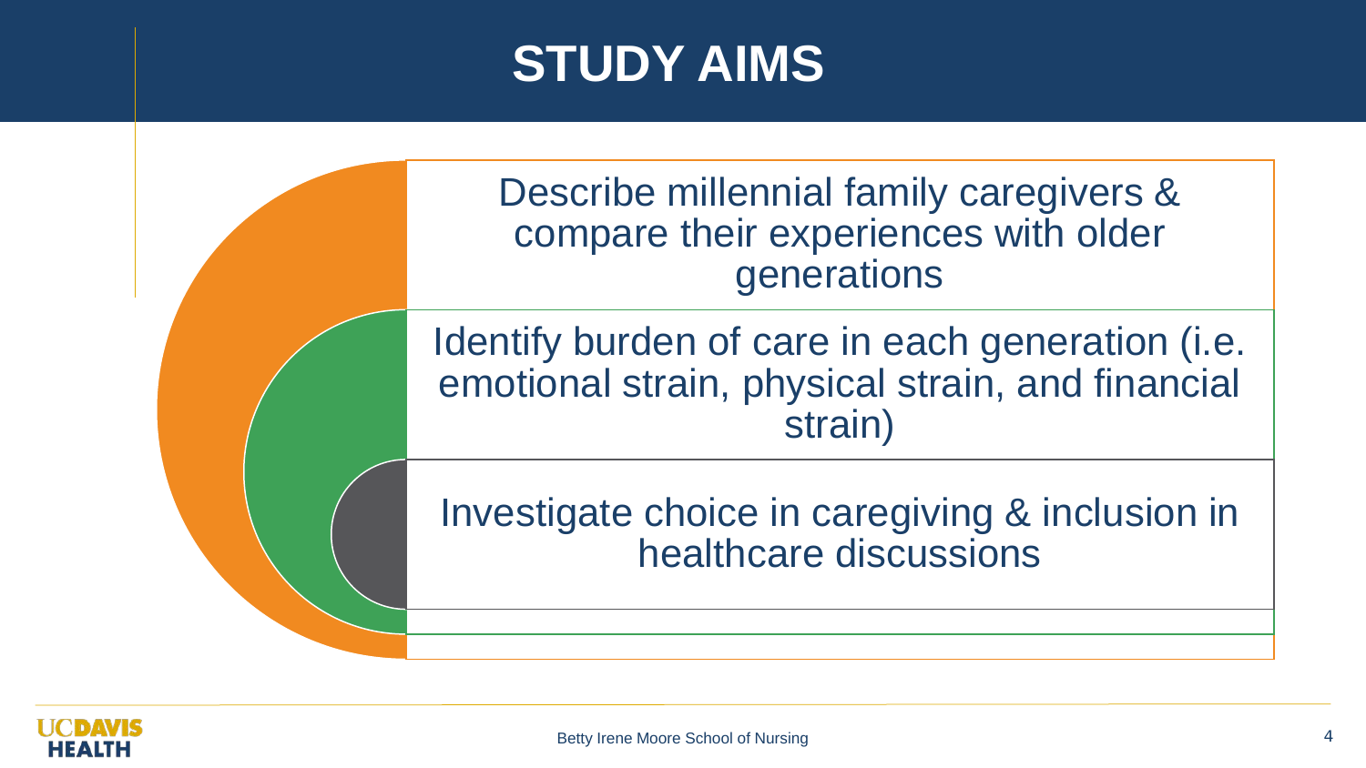# STUDY AIMS

- Describe millennial family caregivers & compare their experiences with older generations
- Identify burden of care in each generation (i.e. emotional strain, physical strain, and financial strain)
- Investigate choice in caregiving & inclusion in healthcare discussions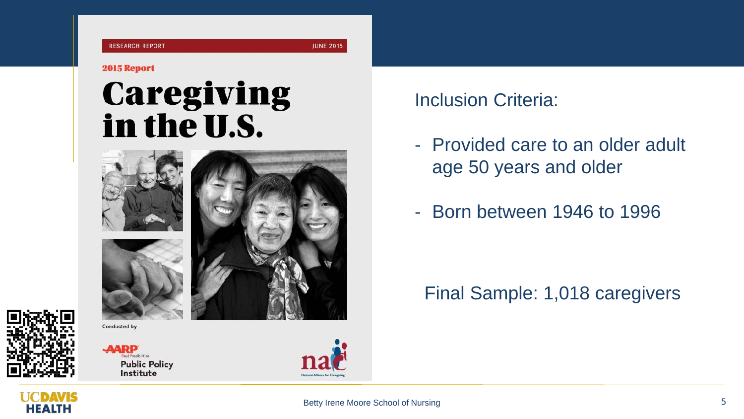RESEARCH REPORT JUNE 2015

2015 Report

# Caregiving in the U.S.

Conducted by

AARP Real Possibilities Public Policy Institute

National Alliance for Caregiving

Inclusion Criteria:

- Provided care to an older adult age 50 years and older
- Born between 1946 to 1996

Final Sample: 1,018 caregivers

Betty Irene Moore School of Nursing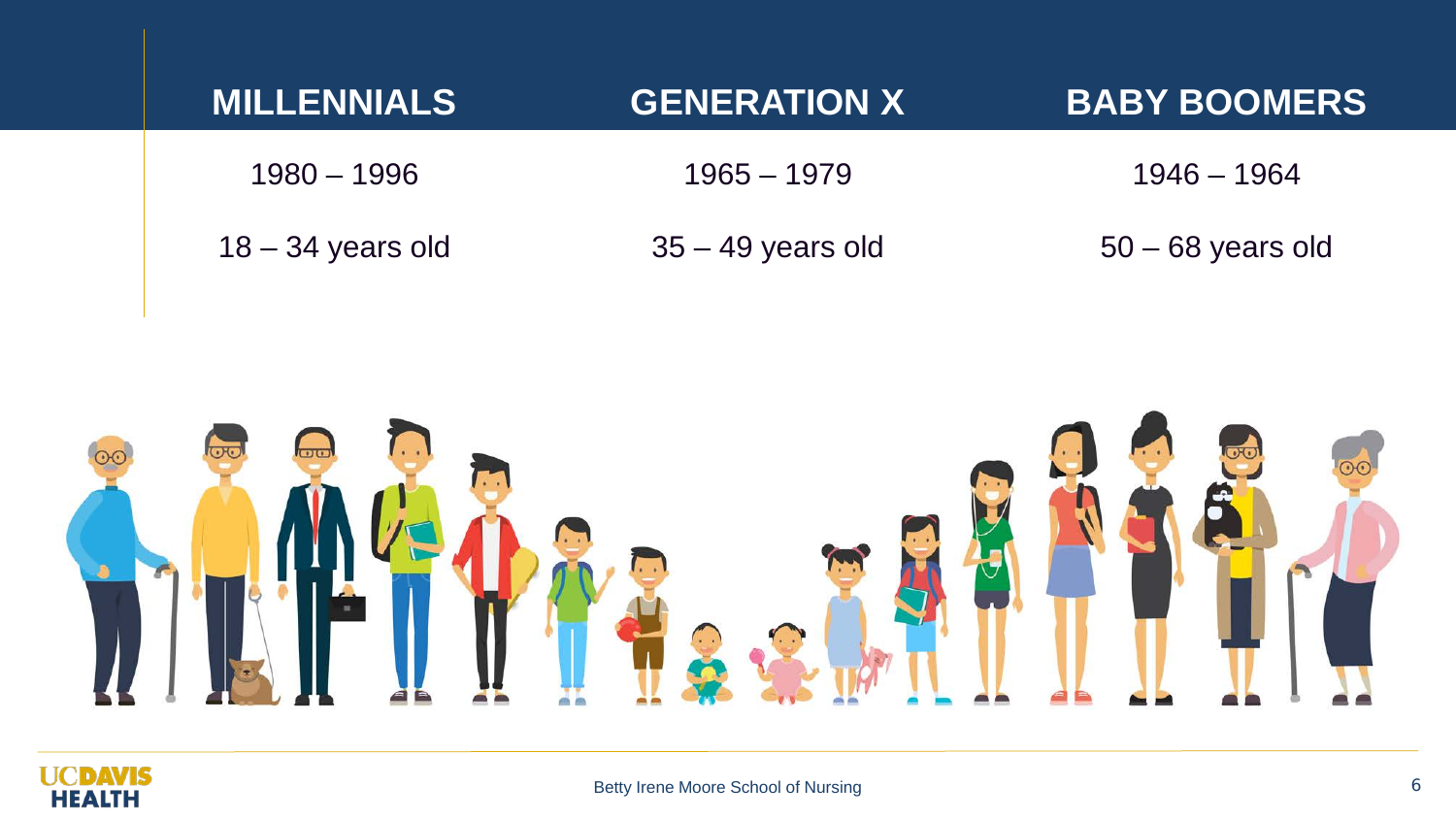| MILLENNIALS | GENERATION X | BABY BOOMERS |
| --- | --- | --- |
| 1980 – 1996 | 1965 – 1979 | 1946 – 1964 |
| 18 – 34 years old | 35 – 49 years old | 50 – 68 years old |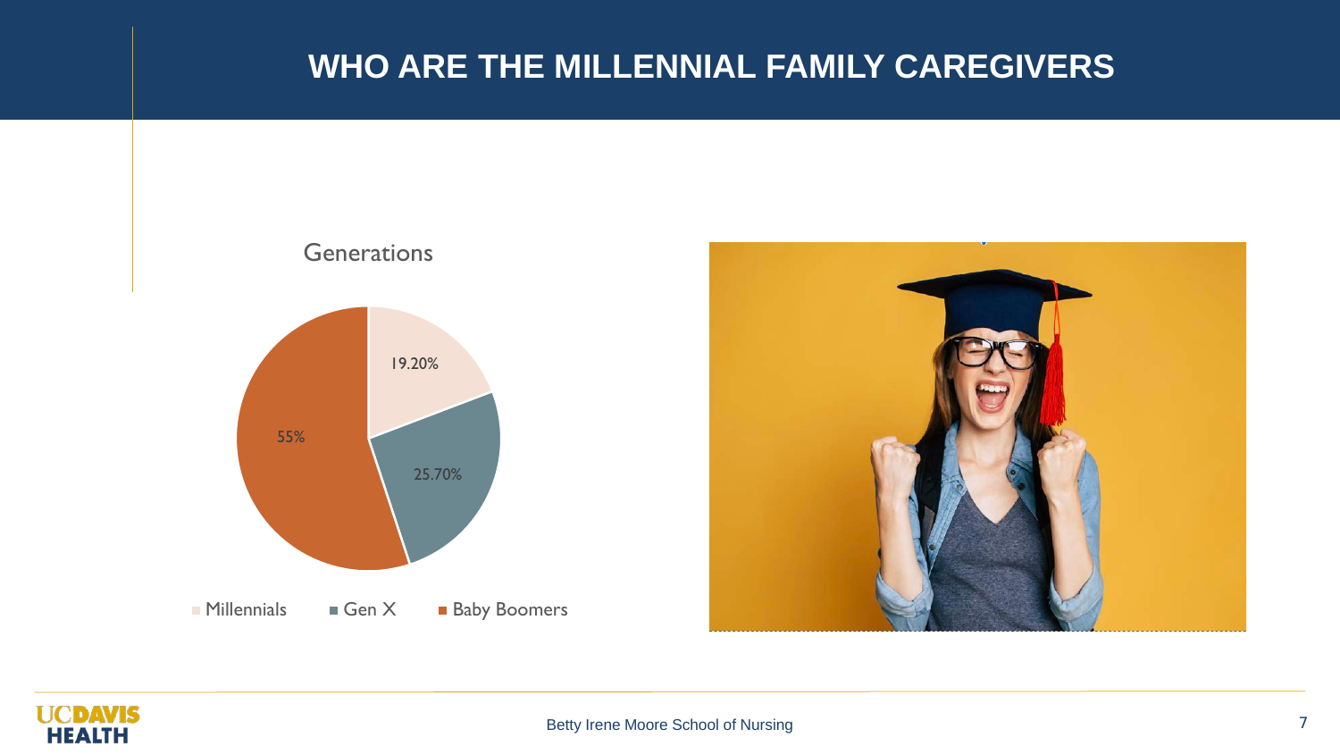# WHO ARE THE MILLENNIAL FAMILY CAREGIVERS

Generations

| Generation | Percentage |
| --- | --- |
| Millennials | 19.20% |
| Gen X | 25.70% |
| Baby Boomers | 55% |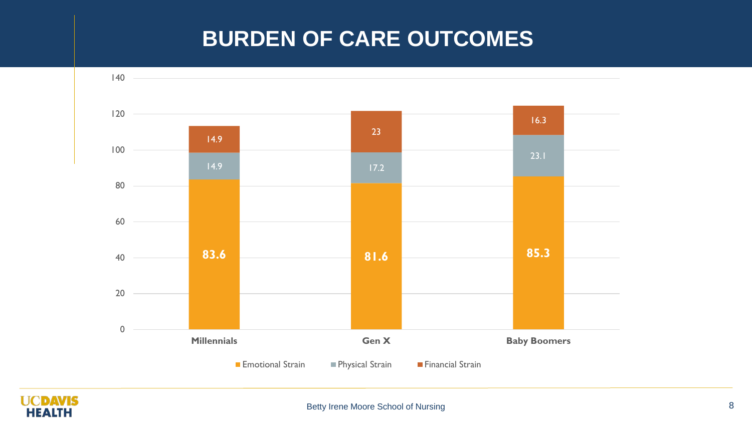# BURDEN OF CARE OUTCOMES

| | Emotional Strain | Physical Strain | Financial Strain |
|---|---|---|---|
| Millennials | 83.6 | 14.9 | 14.9 |
| Gen X | 81.6 | 17.2 | 23 |
| Baby Boomers | 85.3 | 23.1 | 16.3 |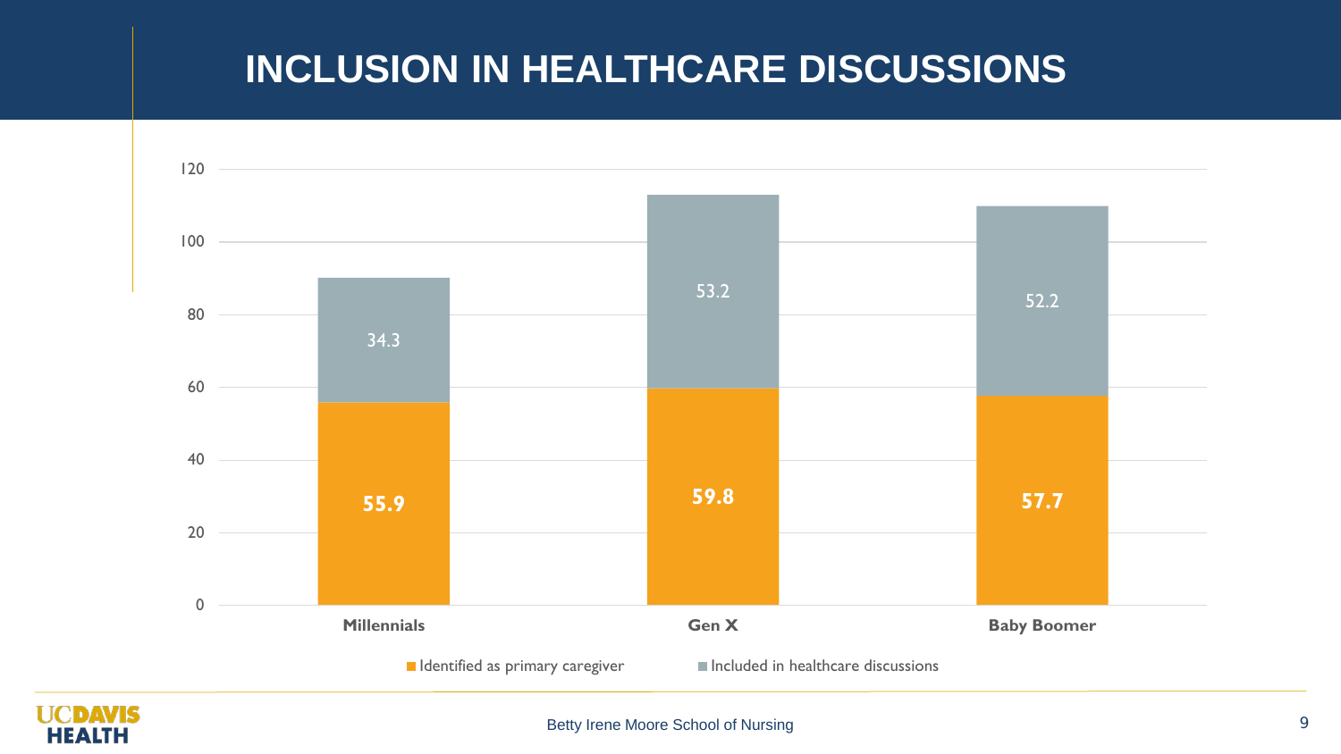# INCLUSION IN HEALTHCARE DISCUSSIONS

| | Identified as primary caregiver | Included in healthcare discussions |
|---|---|---|
| Millennials | 55.9 | 34.3 |
| Gen X | 59.8 | 53.2 |
| Baby Boomer | 57.7 | 52.2 |

UC DAVIS HEALTH

Betty Irene Moore School of Nursing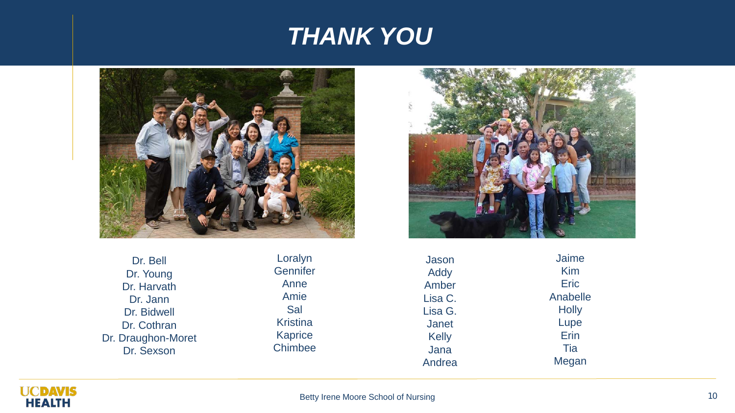# THANK YOU

Dr. Bell
Dr. Young
Dr. Harvath
Dr. Jann
Dr. Bidwell
Dr. Cothran
Dr. Draughon-Moret
Dr. Sexson

Loralyn
Gennifer
Anne
Amie
Sal
Kristina
Kaprice
Chimbee

Jason
Addy
Amber
Lisa C.
Lisa G.
Janet
Kelly
Jana
Andrea

Jaime
Kim
Eric
Anabelle
Holly
Lupe
Erin
Tia
Megan